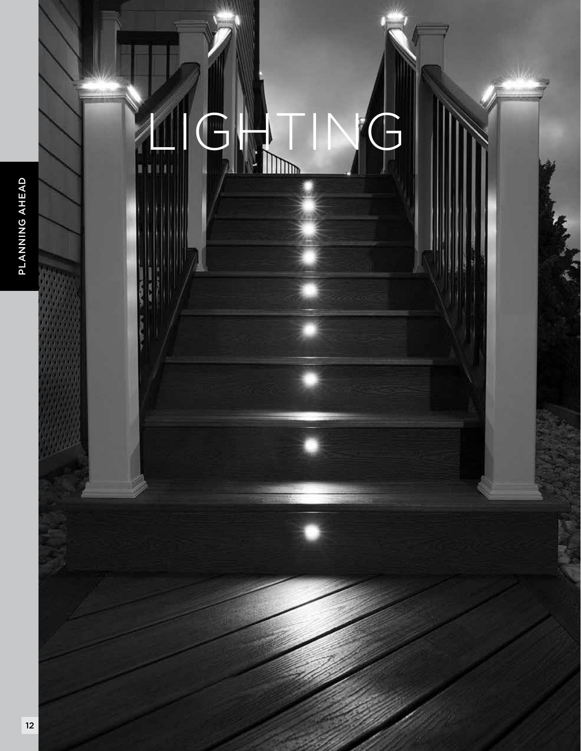# LIGHTING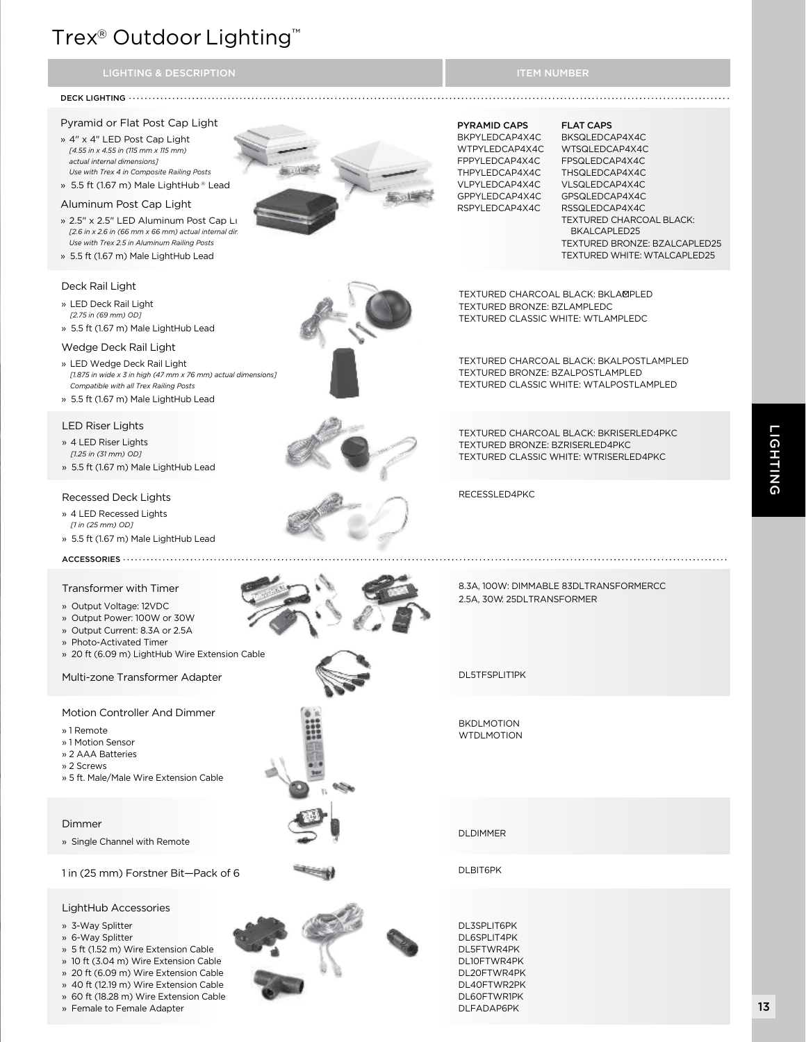# Trex® Outdoor Lighting™

| LIGHTING & DESCRIPTION | ITEM NUMBER |
| --- | --- |

**DECK LIGHTING**

### Pyramid or Flat Post Cap Light

- 4" x 4" LED Post Cap Light
  *[4.55 in x 4.55 in (115 mm x 115 mm) actual internal dimensions]*
  *Use with Trex 4 in Composite Railing Posts*
- 5.5 ft (1.67 m) Male LightHub® Lead

### Aluminum Post Cap Light

- 2.5" x 2.5" LED Aluminum Post Cap Li
  *[2.6 in x 2.6 in (66 mm x 66 mm) actual internal dir*
  *Use with Trex 2.5 in Aluminum Railing Posts*
- 5.5 ft (1.67 m) Male LightHub Lead

| PYRAMID CAPS | FLAT CAPS |
| --- | --- |
| BKPYLEDCAP4X4C | BKSQLEDCAP4X4C |
| WTPYLEDCAP4X4C | WTSQLEDCAP4X4C |
| FPPYLEDCAP4X4C | FPSQLEDCAP4X4C |
| THPYLEDCAP4X4C | THSQLEDCAP4X4C |
| VLPYLEDCAP4X4C | VLSQLEDCAP4X4C |
| GPPYLEDCAP4X4C | GPSQLEDCAP4X4C |
| RSPYLEDCAP4X4C | RSSQLEDCAP4X4C |
| | TEXTURED CHARCOAL BLACK: BKALCAPLED25 |
| | TEXTURED BRONZE: BZALCAPLED25 |
| | TEXTURED WHITE: WTALCAPLED25 |

### Deck Rail Light

- LED Deck Rail Light
  *[2.75 in (69 mm) OD]*
- 5.5 ft (1.67 m) Male LightHub Lead

TEXTURED CHARCOAL BLACK: BKLAMPLED
TEXTURED BRONZE: BZLAMPLEDC
TEXTURED CLASSIC WHITE: WTLAMPLEDC

### Wedge Deck Rail Light

- LED Wedge Deck Rail Light
  *[1.875 in wide x 3 in high (47 mm x 76 mm) actual dimensions]*
  *Compatible with all Trex Railing Posts*
- 5.5 ft (1.67 m) Male LightHub Lead

TEXTURED CHARCOAL BLACK: BKALPOSTLAMPLED
TEXTURED BRONZE: BZALPOSTLAMPLED
TEXTURED CLASSIC WHITE: WTALPOSTLAMPLED

### LED Riser Lights

- 4 LED Riser Lights
  *[1.25 in (31 mm) OD]*
- 5.5 ft (1.67 m) Male LightHub Lead

TEXTURED CHARCOAL BLACK: BKRISERLED4PKC
TEXTURED BRONZE: BZRISERLED4PKC
TEXTURED CLASSIC WHITE: WTRISERLED4PKC

### Recessed Deck Lights

- 4 LED Recessed Lights
  *[1 in (25 mm) OD]*
- 5.5 ft (1.67 m) Male LightHub Lead

RECESSLED4PKC

**ACCESSORIES**

### Transformer with Timer

- Output Voltage: 12VDC
- Output Power: 100W or 30W
- Output Current: 8.3A or 2.5A
- Photo-Activated Timer
- 20 ft (6.09 m) LightHub Wire Extension Cable

8.3A, 100W: DIMMABLE 83DLTRANSFORMERCC
2.5A, 30W: 25DLTRANSFORMER

### Multi-zone Transformer Adapter

DL5TFSPLIT1PK

### Motion Controller And Dimmer

- 1 Remote
- 1 Motion Sensor
- 2 AAA Batteries
- 2 Screws
- 5 ft. Male/Male Wire Extension Cable

BKDLMOTION
WTDLMOTION

### Dimmer

- Single Channel with Remote

DLDIMMER

### 1 in (25 mm) Forstner Bit—Pack of 6

DLBIT6PK

### LightHub Accessories

| Description | Item Number |
| --- | --- |
| 3-Way Splitter | DL3SPLIT6PK |
| 6-Way Splitter | DL6SPLIT4PK |
| 5 ft (1.52 m) Wire Extension Cable | DL5FTWR4PK |
| 10 ft (3.04 m) Wire Extension Cable | DL10FTWR4PK |
| 20 ft (6.09 m) Wire Extension Cable | DL20FTWR4PK |
| 40 ft (12.19 m) Wire Extension Cable | DL40FTWR2PK |
| 60 ft (18.28 m) Wire Extension Cable | DL60FTWR1PK |
| Female to Female Adapter | DLFADAP6PK |

LIGHTING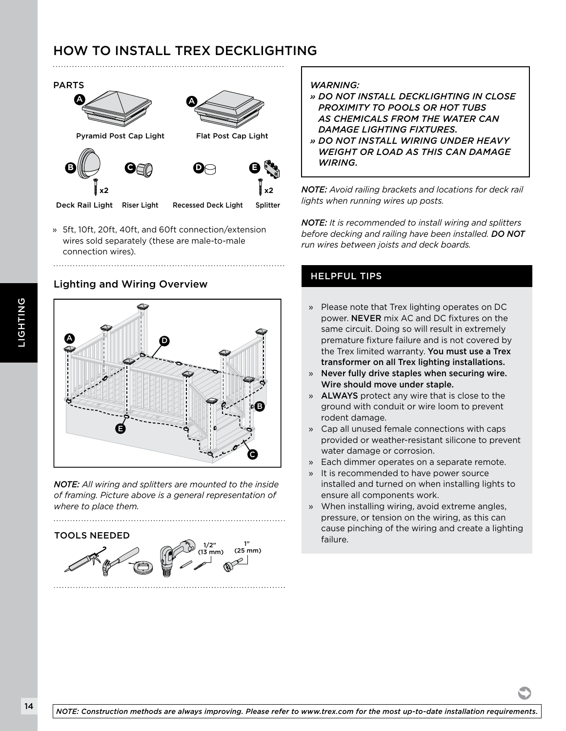# HOW TO INSTALL TREX DECKLIGHTING

## PARTS

A — Pyramid Post Cap Light

A — Flat Post Cap Light

B — Deck Rail Light (x2)

C — Riser Light

D — Recessed Deck Light

E — Splitter (x2)

» 5ft, 10ft, 20ft, 40ft, and 60ft connection/extension wires sold separately (these are male-to-male connection wires).

## Lighting and Wiring Overview

*NOTE: All wiring and splitters are mounted to the inside of framing. Picture above is a general representation of where to place them.*

## TOOLS NEEDED

1/2" (13 mm)

1" (25 mm)

*WARNING:*
- *DO NOT INSTALL DECKLIGHTING IN CLOSE PROXIMITY TO POOLS OR HOT TUBS AS CHEMICALS FROM THE WATER CAN DAMAGE LIGHTING FIXTURES.*
- *DO NOT INSTALL WIRING UNDER HEAVY WEIGHT OR LOAD AS THIS CAN DAMAGE WIRING.*

***NOTE:*** *Avoid railing brackets and locations for deck rail lights when running wires up posts.*

***NOTE:*** *It is recommended to install wiring and splitters before decking and railing have been installed.* ***DO NOT*** *run wires between joists and deck boards.*

## HELPFUL TIPS

- Please note that Trex lighting operates on DC power. **NEVER** mix AC and DC fixtures on the same circuit. Doing so will result in extremely premature fixture failure and is not covered by the Trex limited warranty. **You must use a Trex transformer on all Trex lighting installations.**
- **Never fully drive staples when securing wire. Wire should move under staple.**
- **ALWAYS** protect any wire that is close to the ground with conduit or wire loom to prevent rodent damage.
- Cap all unused female connections with caps provided or weather-resistant silicone to prevent water damage or corrosion.
- Each dimmer operates on a separate remote.
- It is recommended to have power source installed and turned on when installing lights to ensure all components work.
- When installing wiring, avoid extreme angles, pressure, or tension on the wiring, as this can cause pinching of the wiring and create a lighting failure.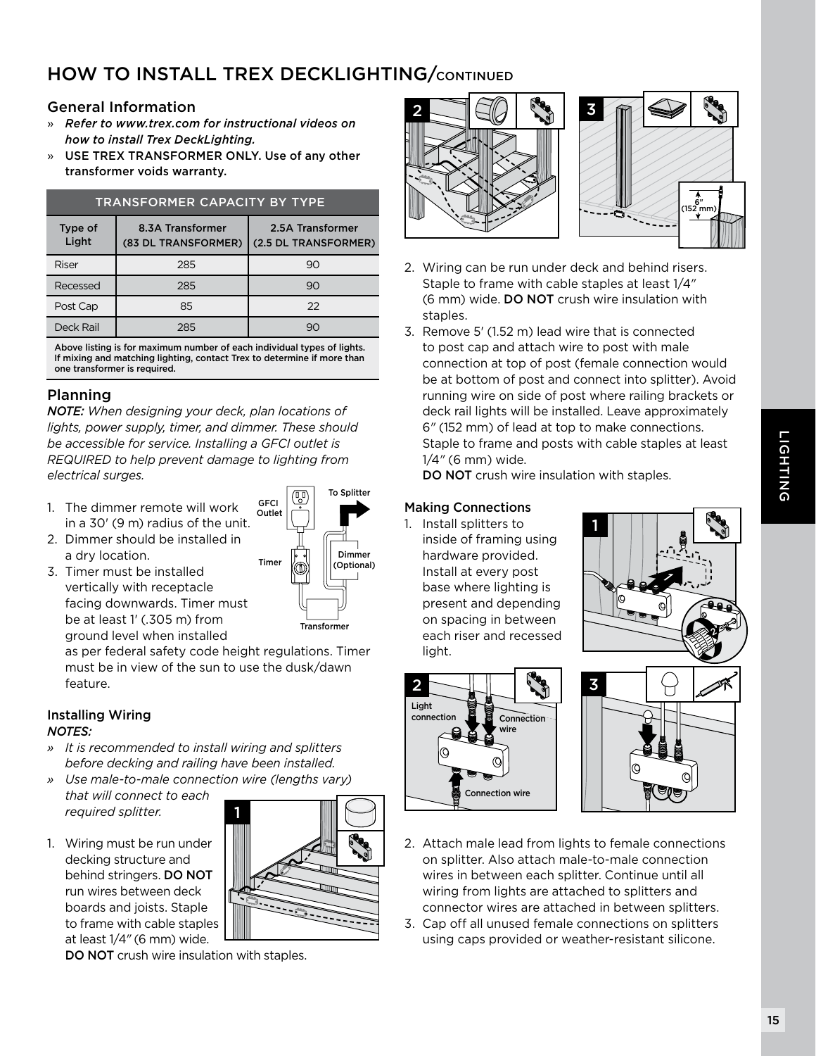# HOW TO INSTALL TREX DECKLIGHTING/CONTINUED

## General Information

- *Refer to www.trex.com for instructional videos on how to install Trex DeckLighting.*
- USE TREX TRANSFORMER ONLY. Use of any other transformer voids warranty.

| TRANSFORMER CAPACITY BY TYPE | | |
|---|---|---|
| Type of Light | 8.3A Transformer (83 DL TRANSFORMER) | 2.5A Transformer (2.5 DL TRANSFORMER) |
| Riser | 285 | 90 |
| Recessed | 285 | 90 |
| Post Cap | 85 | 22 |
| Deck Rail | 285 | 90 |

**Above listing is for maximum number of each individual types of lights. If mixing and matching lighting, contact Trex to determine if more than one transformer is required.**

## Planning

*NOTE: When designing your deck, plan locations of lights, power supply, timer, and dimmer. These should be accessible for service. Installing a GFCI outlet is REQUIRED to help prevent damage to lighting from electrical surges.*

GFCI Outlet
To Splitter
Timer
Dimmer (Optional)
Transformer

1. The dimmer remote will work in a 30′ (9 m) radius of the unit.
2. Dimmer should be installed in a dry location.
3. Timer must be installed vertically with receptacle facing downwards. Timer must be at least 1′ (.305 m) from ground level when installed as per federal safety code height regulations. Timer must be in view of the sun to use the dusk/dawn feature.

### Installing Wiring

***NOTES:***

- *It is recommended to install wiring and splitters before decking and railing have been installed.*
- *Use male-to-male connection wire (lengths vary) that will connect to each required splitter.*

1. Wiring must be run under decking structure and behind stringers. **DO NOT** run wires between deck boards and joists. Staple to frame with cable staples at least 1/4″ (6 mm) wide. **DO NOT** crush wire insulation with staples.
2. Wiring can be run under deck and behind risers. Staple to frame with cable staples at least 1/4″ (6 mm) wide. **DO NOT** crush wire insulation with staples.
3. Remove 5′ (1.52 m) lead wire that is connected to post cap and attach wire to post with male connection at top of post (female connection would be at bottom of post and connect into splitter). Avoid running wire on side of post where railing brackets or deck rail lights will be installed. Leave approximately 6″ (152 mm) of lead at top to make connections. Staple to frame and posts with cable staples at least 1/4″ (6 mm) wide.
   **DO NOT** crush wire insulation with staples.

6″ (152 mm)

### Making Connections

1. Install splitters to inside of framing using hardware provided. Install at every post base where lighting is present and depending on spacing in between each riser and recessed light.

Light connection
Connection wire
Connection wire

2. Attach male lead from lights to female connections on splitter. Also attach male-to-male connection wires in between each splitter. Continue until all wiring from lights are attached to splitters and connector wires are attached in between splitters.
3. Cap off all unused female connections on splitters using caps provided or weather-resistant silicone.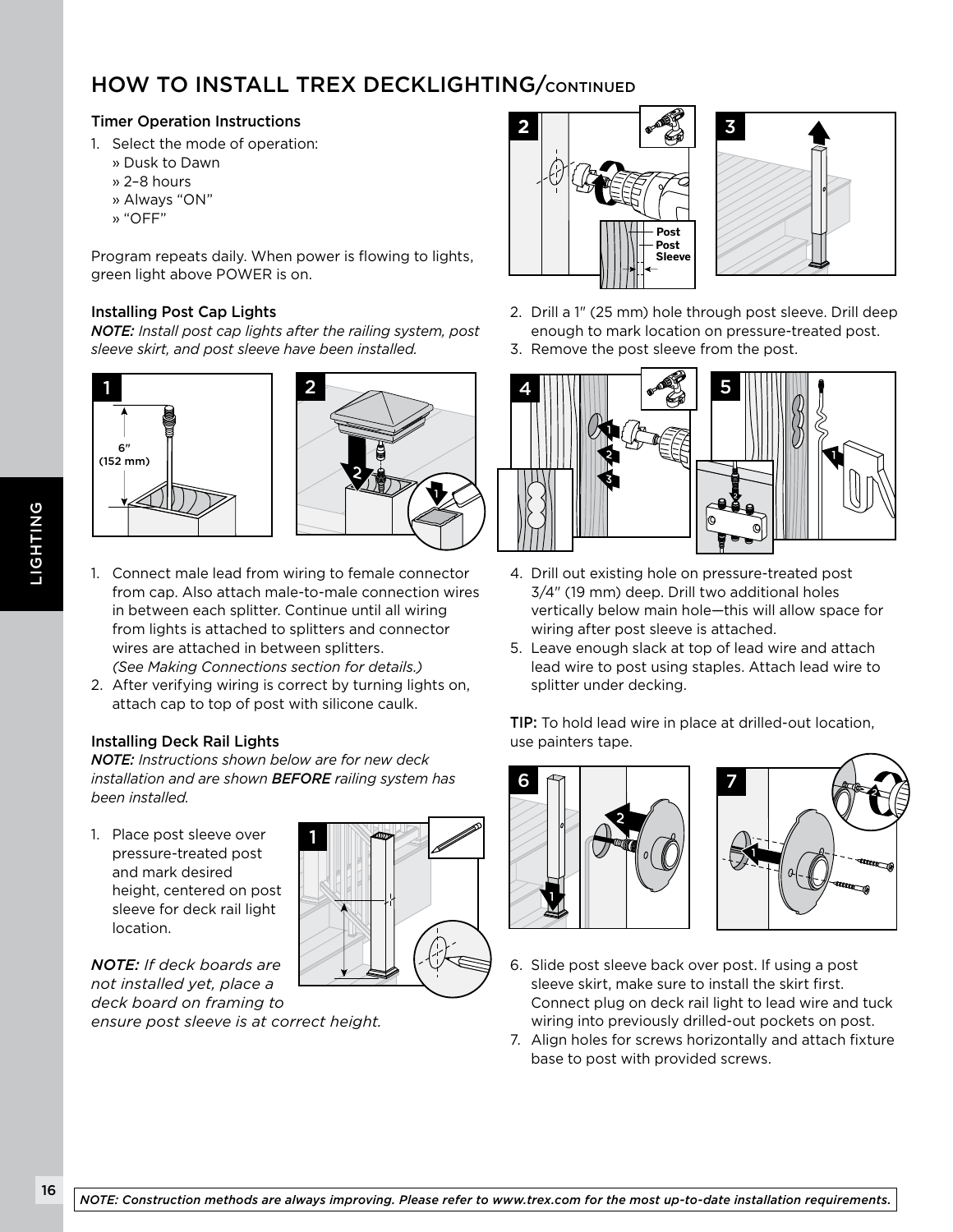# HOW TO INSTALL TREX DECKLIGHTING/CONTINUED

### Timer Operation Instructions

1. Select the mode of operation:
   » Dusk to Dawn
   » 2–8 hours
   » Always "ON"
   » "OFF"

Program repeats daily. When power is flowing to lights, green light above POWER is on.

### Installing Post Cap Lights

*NOTE: Install post cap lights after the railing system, post sleeve skirt, and post sleeve have been installed.*

1. Connect male lead from wiring to female connector from cap. Also attach male-to-male connection wires in between each splitter. Continue until all wiring from lights is attached to splitters and connector wires are attached in between splitters. *(See Making Connections section for details.)*
2. After verifying wiring is correct by turning lights on, attach cap to top of post with silicone caulk.

### Installing Deck Rail Lights

*NOTE: Instructions shown below are for new deck installation and are shown **BEFORE** railing system has been installed.*

1. Place post sleeve over pressure-treated post and mark desired height, centered on post sleeve for deck rail light location.

*NOTE: If deck boards are not installed yet, place a deck board on framing to ensure post sleeve is at correct height.*

2. Drill a 1" (25 mm) hole through post sleeve. Drill deep enough to mark location on pressure-treated post.
3. Remove the post sleeve from the post.
4. Drill out existing hole on pressure-treated post 3/4" (19 mm) deep. Drill two additional holes vertically below main hole—this will allow space for wiring after post sleeve is attached.
5. Leave enough slack at top of lead wire and attach lead wire to post using staples. Attach lead wire to splitter under decking.

**TIP:** To hold lead wire in place at drilled-out location, use painters tape.

6. Slide post sleeve back over post. If using a post sleeve skirt, make sure to install the skirt first. Connect plug on deck rail light to lead wire and tuck wiring into previously drilled-out pockets on post.
7. Align holes for screws horizontally and attach fixture base to post with provided screws.

*NOTE: Construction methods are always improving. Please refer to www.trex.com for the most up-to-date installation requirements.*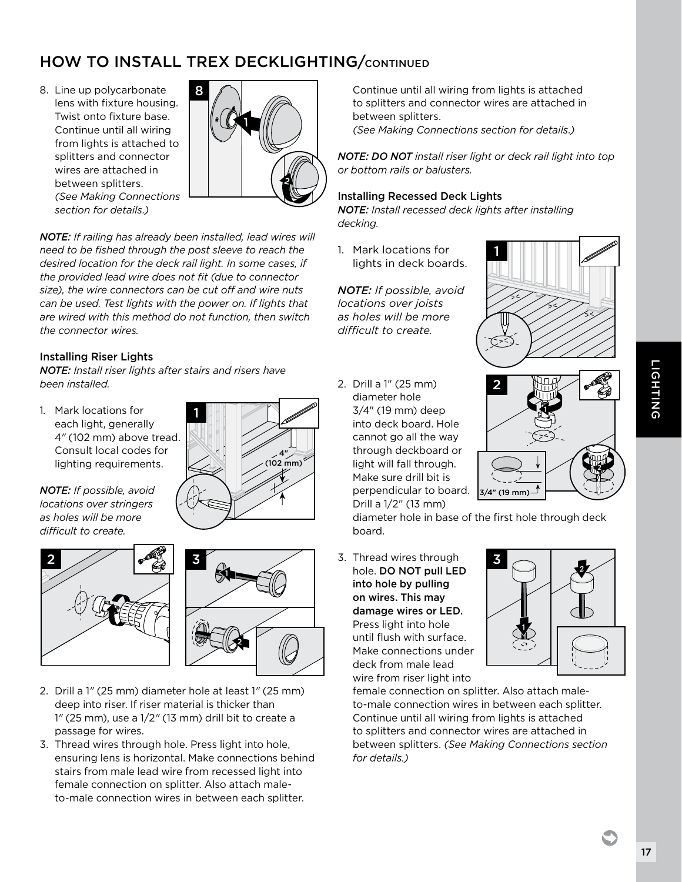# HOW TO INSTALL TREX DECKLIGHTING/CONTINUED

8. Line up polycarbonate lens with fixture housing. Twist onto fixture base. Continue until all wiring from lights is attached to splitters and connector wires are attached in between splitters. *(See Making Connections section for details.)*

***NOTE:*** *If railing has already been installed, lead wires will need to be fished through the post sleeve to reach the desired location for the deck rail light. In some cases, if the provided lead wire does not fit (due to connector size), the wire connectors can be cut off and wire nuts can be used. Test lights with the power on. If lights that are wired with this method do not function, then switch the connector wires.*

### Installing Riser Lights

***NOTE:*** *Install riser lights after stairs and risers have been installed.*

1. Mark locations for each light, generally 4″ (102 mm) above tread. Consult local codes for lighting requirements.

***NOTE:*** *If possible, avoid locations over stringers as holes will be more difficult to create.*

2. Drill a 1″ (25 mm) diameter hole at least 1″ (25 mm) deep into riser. If riser material is thicker than 1″ (25 mm), use a 1/2″ (13 mm) drill bit to create a passage for wires.
3. Thread wires through hole. Press light into hole, ensuring lens is horizontal. Make connections behind stairs from male lead wire from recessed light into female connection on splitter. Also attach male-to-male connection wires in between each splitter. Continue until all wiring from lights is attached to splitters and connector wires are attached in between splitters. *(See Making Connections section for details.)*

***NOTE: DO NOT*** *install riser light or deck rail light into top or bottom rails or balusters.*

### Installing Recessed Deck Lights

***NOTE:*** *Install recessed deck lights after installing decking.*

1. Mark locations for lights in deck boards.

***NOTE:*** *If possible, avoid locations over joists as holes will be more difficult to create.*

2. Drill a 1″ (25 mm) diameter hole 3/4″ (19 mm) deep into deck board. Hole cannot go all the way through deckboard or light will fall through. Make sure drill bit is perpendicular to board. Drill a 1/2″ (13 mm) diameter hole in base of the first hole through deck board.
3. Thread wires through hole. **DO NOT pull LED into hole by pulling on wires. This may damage wires or LED.** Press light into hole until flush with surface. Make connections under deck from male lead wire from riser light into female connection on splitter. Also attach male-to-male connection wires in between each splitter. Continue until all wiring from lights is attached to splitters and connector wires are attached in between splitters. *(See Making Connections section for details.)*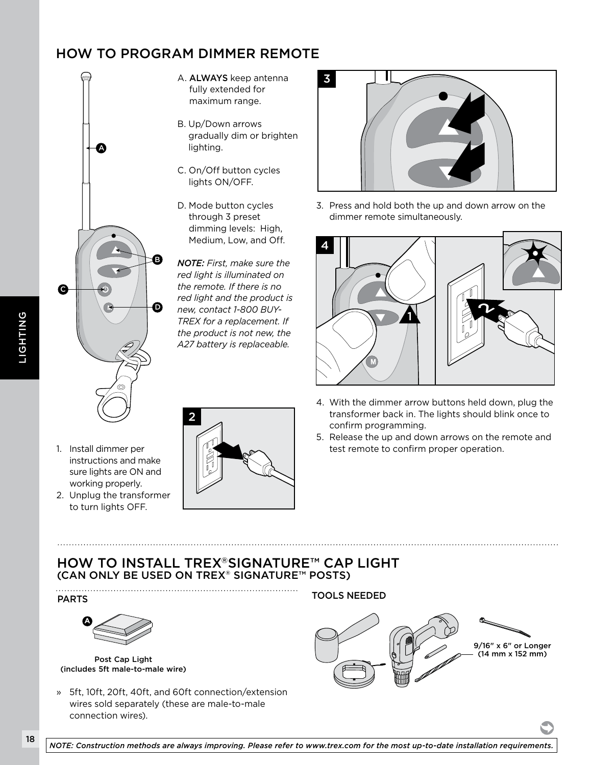## HOW TO PROGRAM DIMMER REMOTE

A. **ALWAYS** keep antenna fully extended for maximum range.

B. Up/Down arrows gradually dim or brighten lighting.

C. On/Off button cycles lights ON/OFF.

D. Mode button cycles through 3 preset dimming levels: High, Medium, Low, and Off.

*NOTE: First, make sure the red light is illuminated on the remote. If there is no red light and the product is new, contact 1-800 BUY-TREX for a replacement. If the product is not new, the A27 battery is replaceable.*

1. Install dimmer per instructions and make sure lights are ON and working properly.
2. Unplug the transformer to turn lights OFF.
3. Press and hold both the up and down arrow on the dimmer remote simultaneously.
4. With the dimmer arrow buttons held down, plug the transformer back in. The lights should blink once to confirm programming.
5. Release the up and down arrows on the remote and test remote to confirm proper operation.

## HOW TO INSTALL TREX® SIGNATURE™ CAP LIGHT (CAN ONLY BE USED ON TREX® SIGNATURE™ POSTS)

### PARTS

A. Post Cap Light (includes 5ft male-to-male wire)

» 5ft, 10ft, 20ft, 40ft, and 60ft connection/extension wires sold separately (these are male-to-male connection wires).

### TOOLS NEEDED

9/16" x 6" or Longer (14 mm x 152 mm)

*NOTE: Construction methods are always improving. Please refer to www.trex.com for the most up-to-date installation requirements.*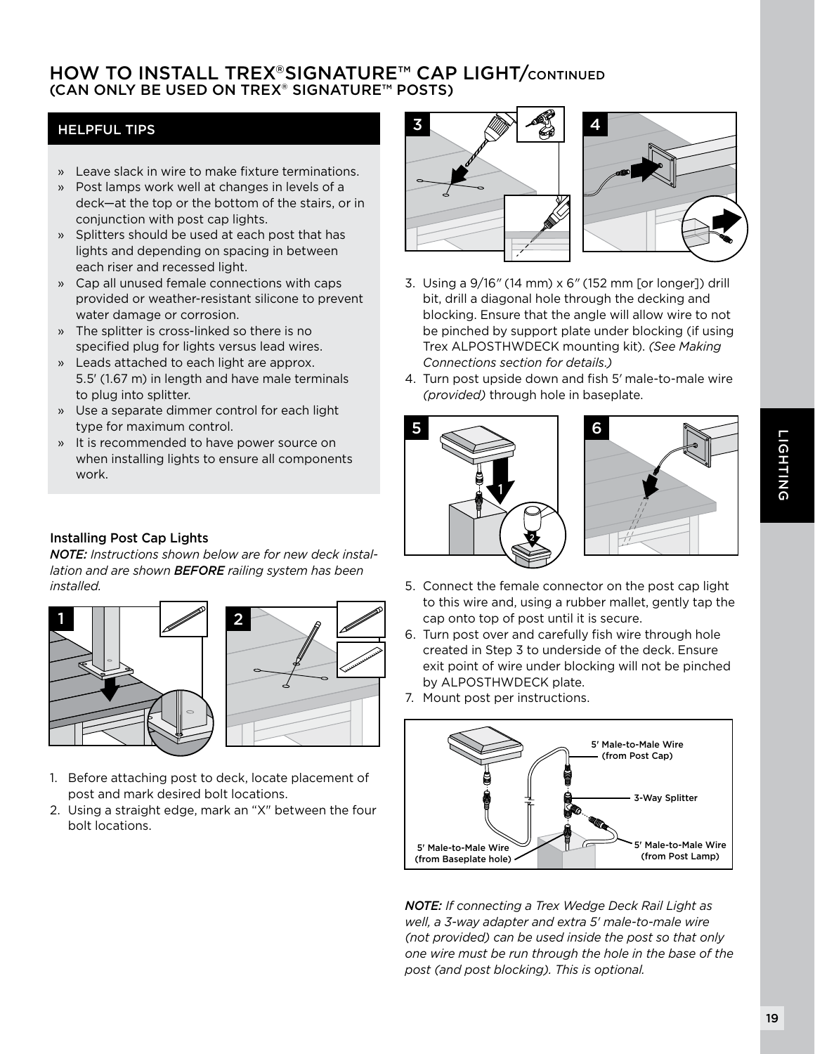# HOW TO INSTALL TREX®SIGNATURE™ CAP LIGHT/CONTINUED
## (CAN ONLY BE USED ON TREX® SIGNATURE™ POSTS)

### HELPFUL TIPS

- Leave slack in wire to make fixture terminations.
- Post lamps work well at changes in levels of a deck—at the top or the bottom of the stairs, or in conjunction with post cap lights.
- Splitters should be used at each post that has lights and depending on spacing in between each riser and recessed light.
- Cap all unused female connections with caps provided or weather-resistant silicone to prevent water damage or corrosion.
- The splitter is cross-linked so there is no specified plug for lights versus lead wires.
- Leads attached to each light are approx. 5.5′ (1.67 m) in length and have male terminals to plug into splitter.
- Use a separate dimmer control for each light type for maximum control.
- It is recommended to have power source on when installing lights to ensure all components work.

### Installing Post Cap Lights

***NOTE:*** *Instructions shown below are for new deck installation and are shown **BEFORE** railing system has been installed.*

1. Before attaching post to deck, locate placement of post and mark desired bolt locations.
2. Using a straight edge, mark an "X" between the four bolt locations.
3. Using a 9/16″ (14 mm) x 6″ (152 mm [or longer]) drill bit, drill a diagonal hole through the decking and blocking. Ensure that the angle will allow wire to not be pinched by support plate under blocking (if using Trex ALPOSTHWDECK mounting kit). *(See Making Connections section for details.)*
4. Turn post upside down and fish 5′ male-to-male wire *(provided)* through hole in baseplate.
5. Connect the female connector on the post cap light to this wire and, using a rubber mallet, gently tap the cap onto top of post until it is secure.
6. Turn post over and carefully fish wire through hole created in Step 3 to underside of the deck. Ensure exit point of wire under blocking will not be pinched by ALPOSTHWDECK plate.
7. Mount post per instructions.

5′ Male-to-Male Wire (from Post Cap)

3-Way Splitter

5′ Male-to-Male Wire (from Baseplate hole)

5′ Male-to-Male Wire (from Post Lamp)

***NOTE:*** *If connecting a Trex Wedge Deck Rail Light as well, a 3-way adapter and extra 5′ male-to-male wire (not provided) can be used inside the post so that only one wire must be run through the hole in the base of the post (and post blocking). This is optional.*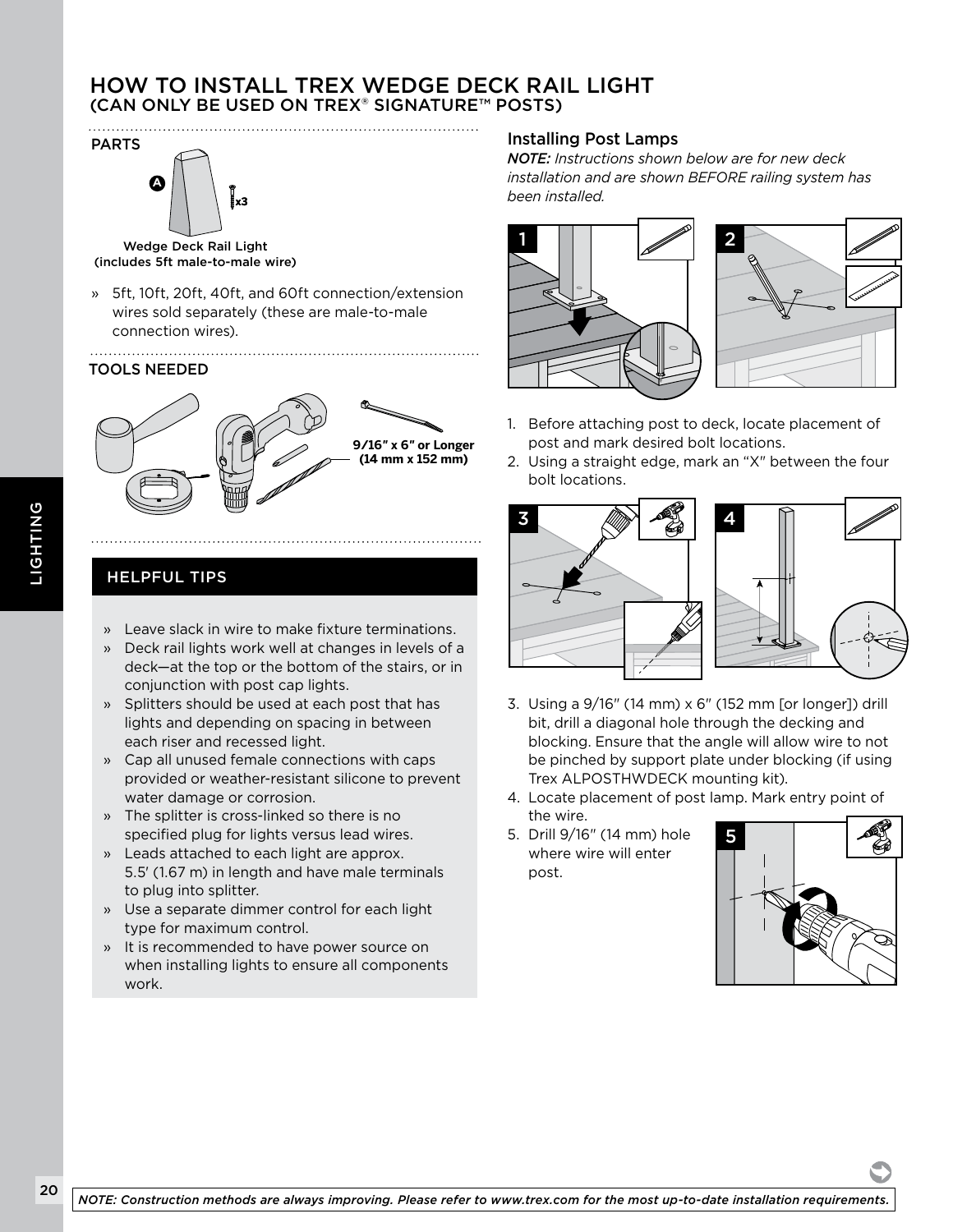# HOW TO INSTALL TREX WEDGE DECK RAIL LIGHT
## (CAN ONLY BE USED ON TREX® SIGNATURE™ POSTS)

### PARTS

A

x3

Wedge Deck Rail Light
(includes 5ft male-to-male wire)

» 5ft, 10ft, 20ft, 40ft, and 60ft connection/extension wires sold separately (these are male-to-male connection wires).

### TOOLS NEEDED

9/16" x 6" or Longer
(14 mm x 152 mm)

### HELPFUL TIPS

» Leave slack in wire to make fixture terminations.
» Deck rail lights work well at changes in levels of a deck—at the top or the bottom of the stairs, or in conjunction with post cap lights.
» Splitters should be used at each post that has lights and depending on spacing in between each riser and recessed light.
» Cap all unused female connections with caps provided or weather-resistant silicone to prevent water damage or corrosion.
» The splitter is cross-linked so there is no specified plug for lights versus lead wires.
» Leads attached to each light are approx. 5.5' (1.67 m) in length and have male terminals to plug into splitter.
» Use a separate dimmer control for each light type for maximum control.
» It is recommended to have power source on when installing lights to ensure all components work.

### Installing Post Lamps

*NOTE: Instructions shown below are for new deck installation and are shown BEFORE railing system has been installed.*

1. Before attaching post to deck, locate placement of post and mark desired bolt locations.
2. Using a straight edge, mark an "X" between the four bolt locations.
3. Using a 9/16" (14 mm) x 6" (152 mm [or longer]) drill bit, drill a diagonal hole through the decking and blocking. Ensure that the angle will allow wire to not be pinched by support plate under blocking (if using Trex ALPOSTHWDECK mounting kit).
4. Locate placement of post lamp. Mark entry point of the wire.
5. Drill 9/16" (14 mm) hole where wire will enter post.

*NOTE: Construction methods are always improving. Please refer to www.trex.com for the most up-to-date installation requirements.*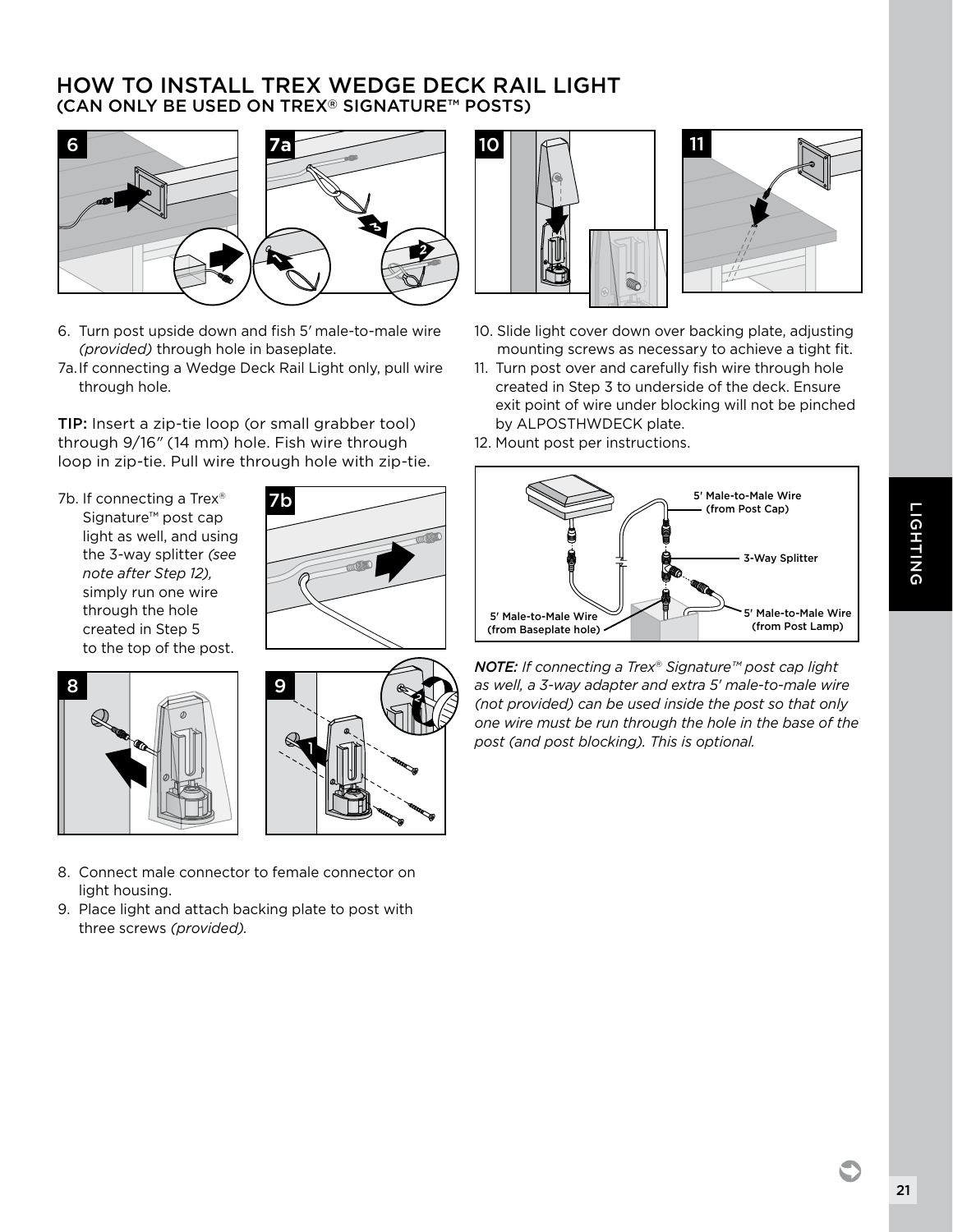# HOW TO INSTALL TREX WEDGE DECK RAIL LIGHT

## (CAN ONLY BE USED ON TREX® SIGNATURE™ POSTS)

6. Turn post upside down and fish 5′ male-to-male wire *(provided)* through hole in baseplate.

7a. If connecting a Wedge Deck Rail Light only, pull wire through hole.

**TIP:** Insert a zip-tie loop (or small grabber tool) through 9/16″ (14 mm) hole. Fish wire through loop in zip-tie. Pull wire through hole with zip-tie.

7b. If connecting a Trex® Signature™ post cap light as well, and using the 3-way splitter *(see note after Step 12),* simply run one wire through the hole created in Step 5 to the top of the post.

8. Connect male connector to female connector on light housing.

9. Place light and attach backing plate to post with three screws *(provided).*

10. Slide light cover down over backing plate, adjusting mounting screws as necessary to achieve a tight fit.

11. Turn post over and carefully fish wire through hole created in Step 3 to underside of the deck. Ensure exit point of wire under blocking will not be pinched by ALPOSTHWDECK plate.

12. Mount post per instructions.

5′ Male-to-Male Wire (from Post Cap)

3-Way Splitter

5′ Male-to-Male Wire (from Baseplate hole)

5′ Male-to-Male Wire (from Post Lamp)

***NOTE:*** *If connecting a Trex® Signature™ post cap light as well, a 3-way adapter and extra 5′ male-to-male wire (not provided) can be used inside the post so that only one wire must be run through the hole in the base of the post (and post blocking). This is optional.*

LIGHTING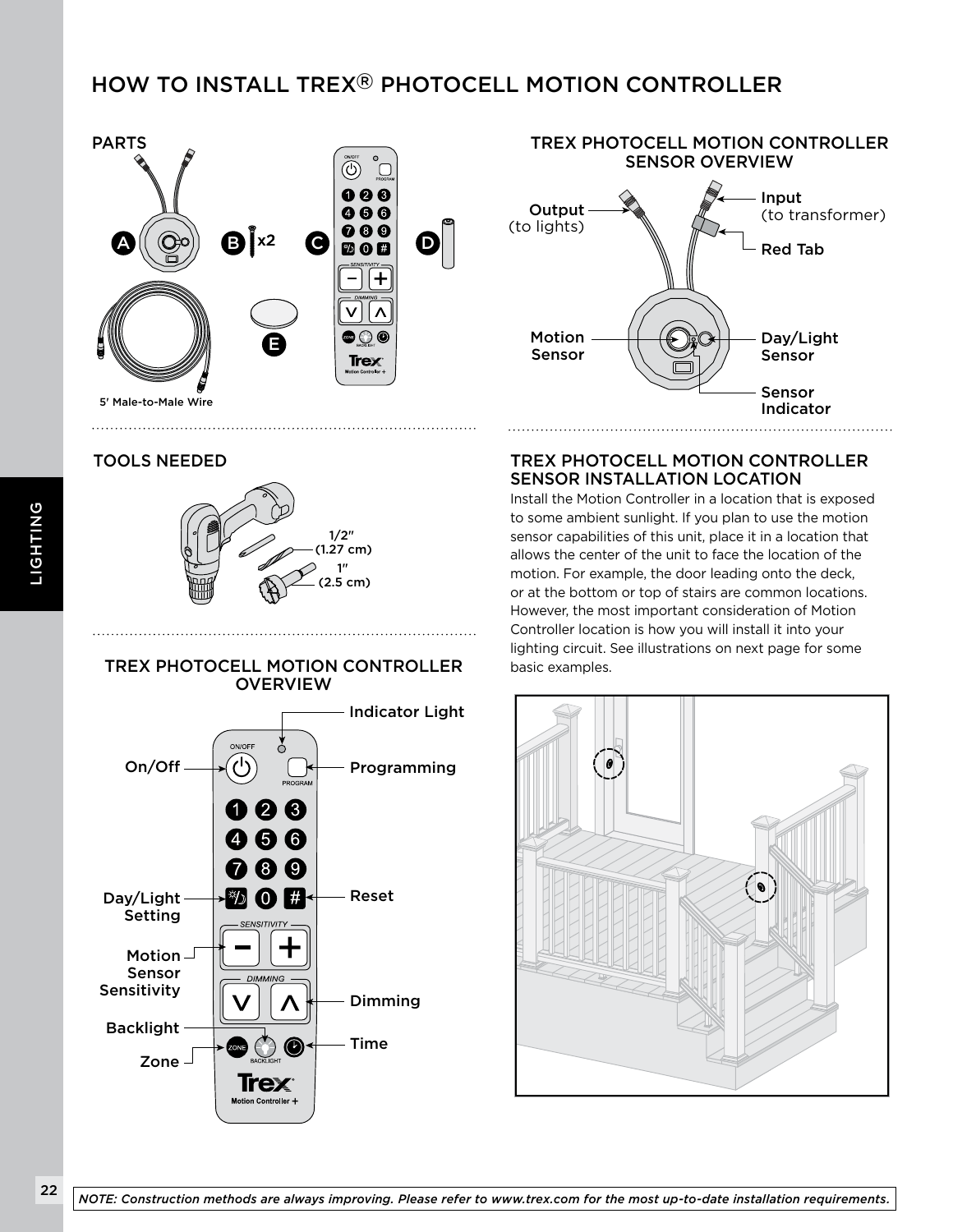# HOW TO INSTALL TREX® PHOTOCELL MOTION CONTROLLER

## PARTS

A

B x2

C

D

E

5′ Male-to-Male Wire

## TREX PHOTOCELL MOTION CONTROLLER SENSOR OVERVIEW

Output (to lights)

Input (to transformer)

Red Tab

Motion Sensor

Day/Light Sensor

Sensor Indicator

## TOOLS NEEDED

1/2″ (1.27 cm)

1″ (2.5 cm)

## TREX PHOTOCELL MOTION CONTROLLER OVERVIEW

Indicator Light

On/Off

Programming

Day/Light Setting

Reset

Motion Sensor Sensitivity

Dimming

Backlight

Time

Zone

## TREX PHOTOCELL MOTION CONTROLLER SENSOR INSTALLATION LOCATION

Install the Motion Controller in a location that is exposed to some ambient sunlight. If you plan to use the motion sensor capabilities of this unit, place it in a location that allows the center of the unit to face the location of the motion. For example, the door leading onto the deck, or at the bottom or top of stairs are common locations. However, the most important consideration of Motion Controller location is how you will install it into your lighting circuit. See illustrations on next page for some basic examples.

*NOTE: Construction methods are always improving. Please refer to www.trex.com for the most up-to-date installation requirements.*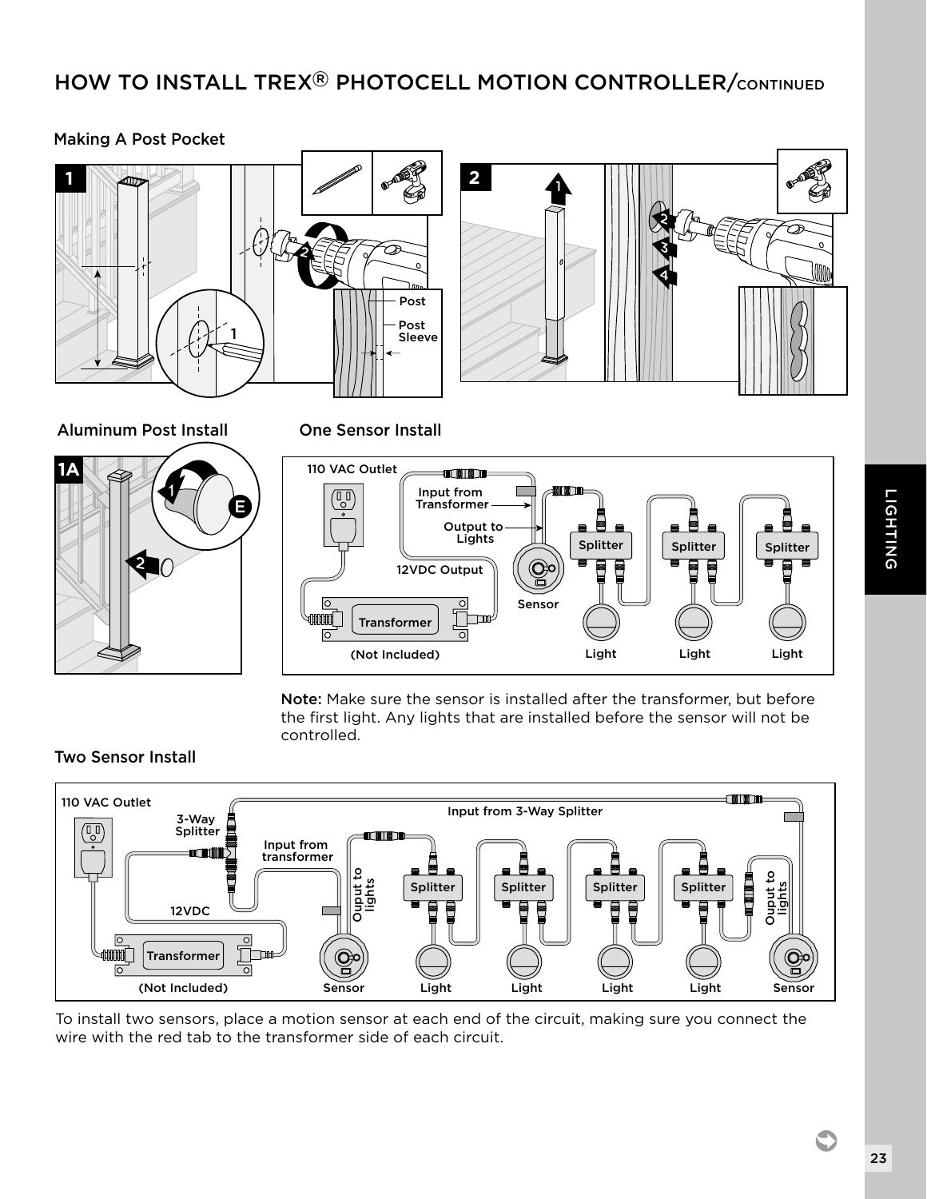# HOW TO INSTALL TREX® PHOTOCELL MOTION CONTROLLER/CONTINUED

## Making A Post Pocket

Post

Post Sleeve

## Aluminum Post Install

## One Sensor Install

110 VAC Outlet

Input from Transformer

Output to Lights

12VDC Output

Sensor

Transformer

(Not Included)

Splitter

Light

**Note:** Make sure the sensor is installed after the transformer, but before the first light. Any lights that are installed before the sensor will not be controlled.

## Two Sensor Install

110 VAC Outlet

3-Way Splitter

Input from transformer

Input from 3-Way Splitter

12VDC

Transformer

(Not Included)

Ouput to lights

Splitter

Sensor

Light

To install two sensors, place a motion sensor at each end of the circuit, making sure you connect the wire with the red tab to the transformer side of each circuit.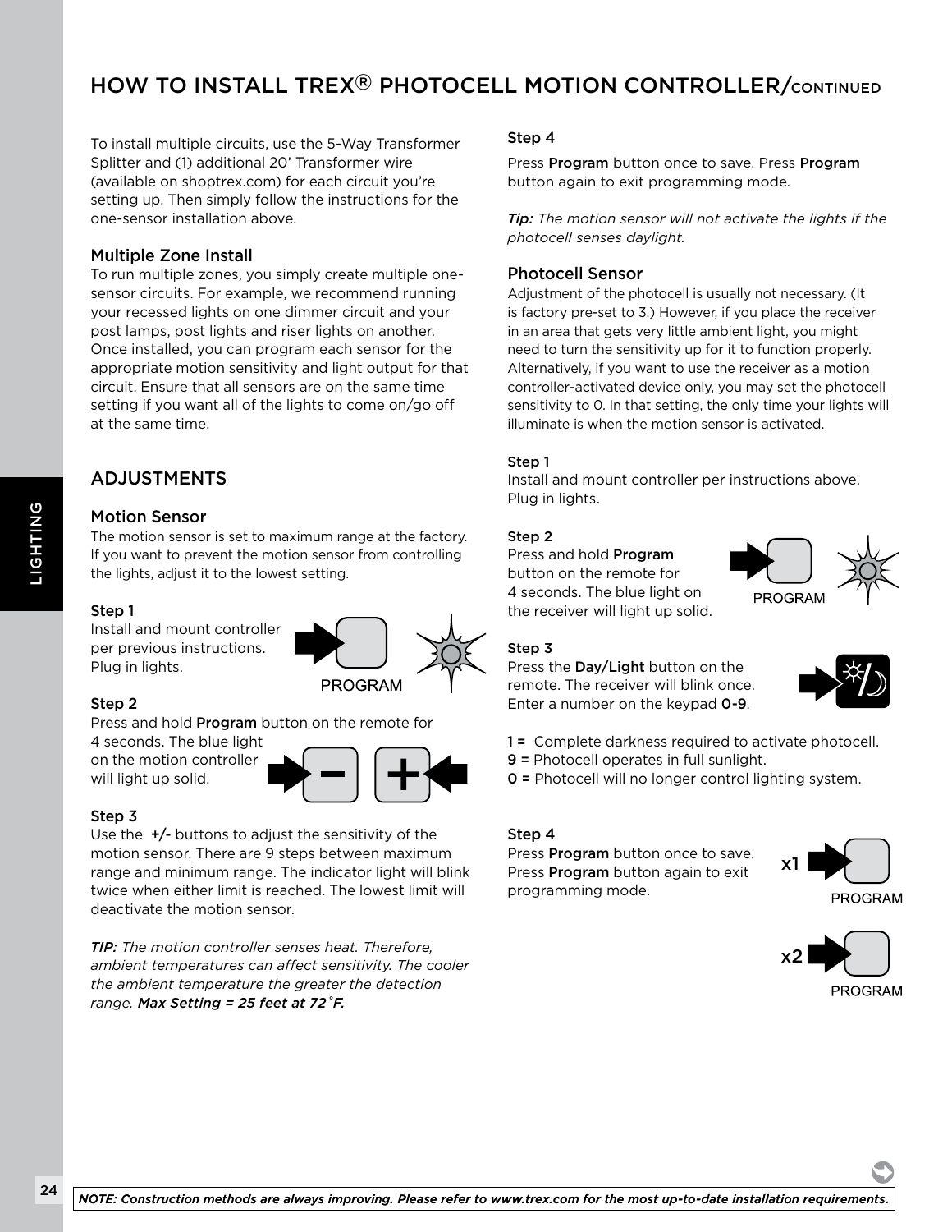# HOW TO INSTALL TREX® PHOTOCELL MOTION CONTROLLER/CONTINUED

To install multiple circuits, use the 5-Way Transformer Splitter and (1) additional 20' Transformer wire (available on shoptrex.com) for each circuit you're setting up. Then simply follow the instructions for the one-sensor installation above.

### Multiple Zone Install

To run multiple zones, you simply create multiple one-sensor circuits. For example, we recommend running your recessed lights on one dimmer circuit and your post lamps, post lights and riser lights on another. Once installed, you can program each sensor for the appropriate motion sensitivity and light output for that circuit. Ensure that all sensors are on the same time setting if you want all of the lights to come on/go off at the same time.

## ADJUSTMENTS

### Motion Sensor

The motion sensor is set to maximum range at the factory. If you want to prevent the motion sensor from controlling the lights, adjust it to the lowest setting.

**Step 1**

Install and mount controller per previous instructions. Plug in lights.

PROGRAM

**Step 2**

Press and hold **Program** button on the remote for 4 seconds. The blue light on the motion controller will light up solid.

**Step 3**

Use the **+/-** buttons to adjust the sensitivity of the motion sensor. There are 9 steps between maximum range and minimum range. The indicator light will blink twice when either limit is reached. The lowest limit will deactivate the motion sensor.

*TIP: The motion controller senses heat. Therefore, ambient temperatures can affect sensitivity. The cooler the ambient temperature the greater the detection range. **Max Setting = 25 feet at 72˚F.***

**Step 4**

Press **Program** button once to save. Press **Program** button again to exit programming mode.

***Tip:** The motion sensor will not activate the lights if the photocell senses daylight.*

### Photocell Sensor

Adjustment of the photocell is usually not necessary. (It is factory pre-set to 3.) However, if you place the receiver in an area that gets very little ambient light, you might need to turn the sensitivity up for it to function properly. Alternatively, if you want to use the receiver as a motion controller-activated device only, you may set the photocell sensitivity to 0. In that setting, the only time your lights will illuminate is when the motion sensor is activated.

**Step 1**

Install and mount controller per instructions above. Plug in lights.

**Step 2**

Press and hold **Program** button on the remote for 4 seconds. The blue light on the receiver will light up solid.

PROGRAM

**Step 3**

Press the **Day/Light** button on the remote. The receiver will blink once. Enter a number on the keypad **0-9**.

**1 =** Complete darkness required to activate photocell.
**9 =** Photocell operates in full sunlight.
**0 =** Photocell will no longer control lighting system.

**Step 4**

Press **Program** button once to save. Press **Program** button again to exit programming mode.

x1 PROGRAM

x2 PROGRAM

*NOTE: Construction methods are always improving. Please refer to www.trex.com for the most up-to-date installation requirements.*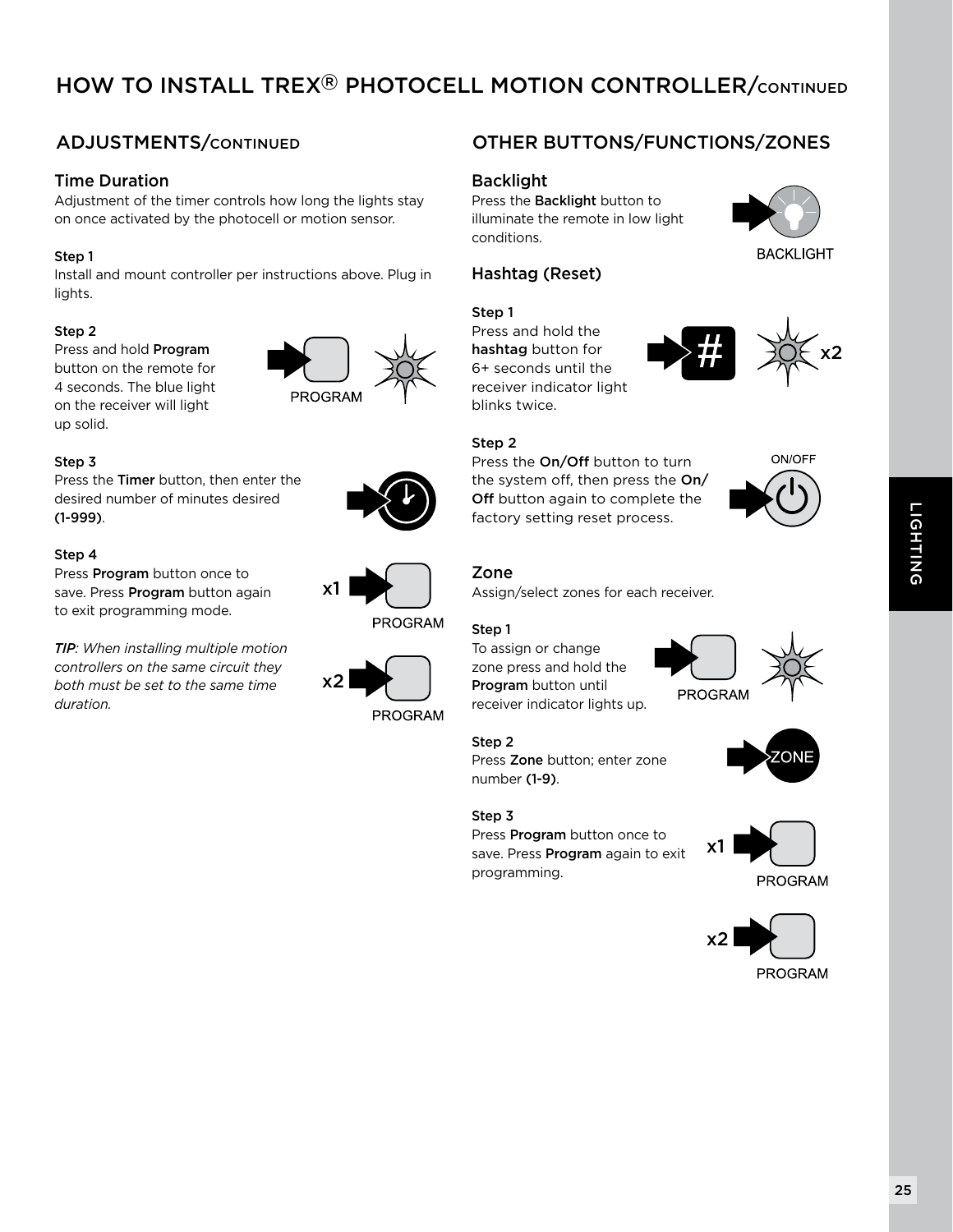# HOW TO INSTALL TREX® PHOTOCELL MOTION CONTROLLER/CONTINUED

## ADJUSTMENTS/CONTINUED

### Time Duration

Adjustment of the timer controls how long the lights stay on once activated by the photocell or motion sensor.

**Step 1**

Install and mount controller per instructions above. Plug in lights.

**Step 2**

Press and hold **Program** button on the remote for 4 seconds. The blue light on the receiver will light up solid.

PROGRAM

**Step 3**

Press the **Timer** button, then enter the desired number of minutes desired **(1-999)**.

**Step 4**

Press **Program** button once to save. Press **Program** button again to exit programming mode.

x1 PROGRAM

x2 PROGRAM

*TIP: When installing multiple motion controllers on the same circuit they both must be set to the same time duration.*

## OTHER BUTTONS/FUNCTIONS/ZONES

### Backlight

Press the **Backlight** button to illuminate the remote in low light conditions.

BACKLIGHT

### Hashtag (Reset)

**Step 1**

Press and hold the **hashtag** button for 6+ seconds until the receiver indicator light blinks twice.

x2

**Step 2**

Press the **On/Off** button to turn the system off, then press the **On/Off** button again to complete the factory setting reset process.

ON/OFF

### Zone

Assign/select zones for each receiver.

**Step 1**

To assign or change zone press and hold the **Program** button until receiver indicator lights up.

PROGRAM

**Step 2**

Press **Zone** button; enter zone number **(1-9)**.

ZONE

**Step 3**

Press **Program** button once to save. Press **Program** again to exit programming.

x1 PROGRAM

x2 PROGRAM